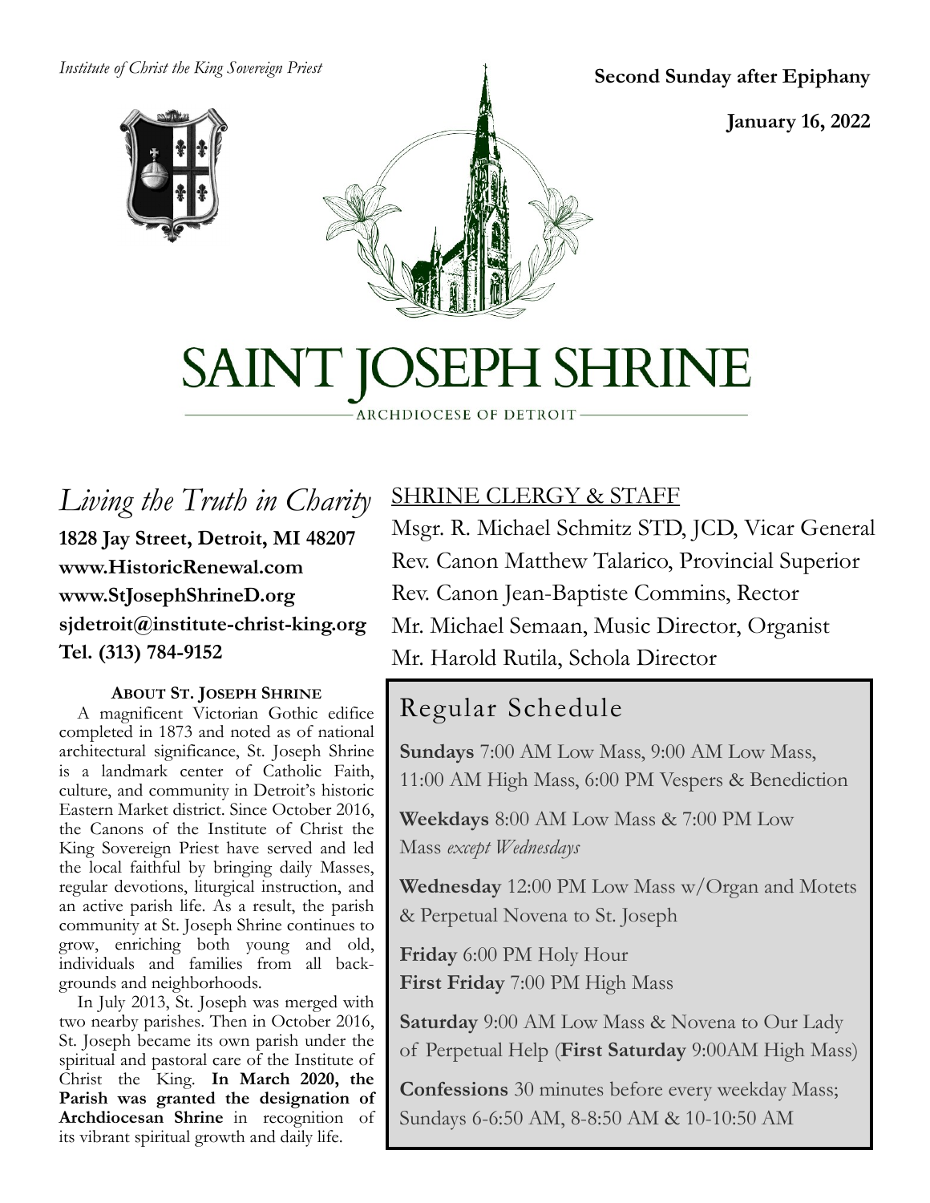*Institute of Christ the King Sovereign Priest*

**Second Sunday after Epiphany**

**January 16, 2022**

# SAINT JOSEPH SHRINE

ARCHDIOCESE OF DETROIT

## *Living the Truth in Charity*

**1828 Jay Street, Detroit, MI 48207**
**www.HistoricRenewal.com**
**www.StJosephShrineD.org**
**sjdetroit@institute-christ-king.org**
**Tel. (313) 784-9152**

### ABOUT ST. JOSEPH SHRINE

A magnificent Victorian Gothic edifice completed in 1873 and noted as of national architectural significance, St. Joseph Shrine is a landmark center of Catholic Faith, culture, and community in Detroit's historic Eastern Market district. Since October 2016, the Canons of the Institute of Christ the King Sovereign Priest have served and led the local faithful by bringing daily Masses, regular devotions, liturgical instruction, and an active parish life. As a result, the parish community at St. Joseph Shrine continues to grow, enriching both young and old, individuals and families from all backgrounds and neighborhoods.

In July 2013, St. Joseph was merged with two nearby parishes. Then in October 2016, St. Joseph became its own parish under the spiritual and pastoral care of the Institute of Christ the King. **In March 2020, the Parish was granted the designation of Archdiocesan Shrine** in recognition of its vibrant spiritual growth and daily life.

## SHRINE CLERGY & STAFF

Msgr. R. Michael Schmitz STD, JCD, Vicar General
Rev. Canon Matthew Talarico, Provincial Superior
Rev. Canon Jean-Baptiste Commins, Rector
Mr. Michael Semaan, Music Director, Organist
Mr. Harold Rutila, Schola Director

## Regular Schedule

**Sundays** 7:00 AM Low Mass, 9:00 AM Low Mass, 11:00 AM High Mass, 6:00 PM Vespers & Benediction

**Weekdays** 8:00 AM Low Mass & 7:00 PM Low Mass *except Wednesdays*

**Wednesday** 12:00 PM Low Mass w/Organ and Motets & Perpetual Novena to St. Joseph

**Friday** 6:00 PM Holy Hour
**First Friday** 7:00 PM High Mass

**Saturday** 9:00 AM Low Mass & Novena to Our Lady of Perpetual Help (**First Saturday** 9:00AM High Mass)

**Confessions** 30 minutes before every weekday Mass; Sundays 6-6:50 AM, 8-8:50 AM & 10-10:50 AM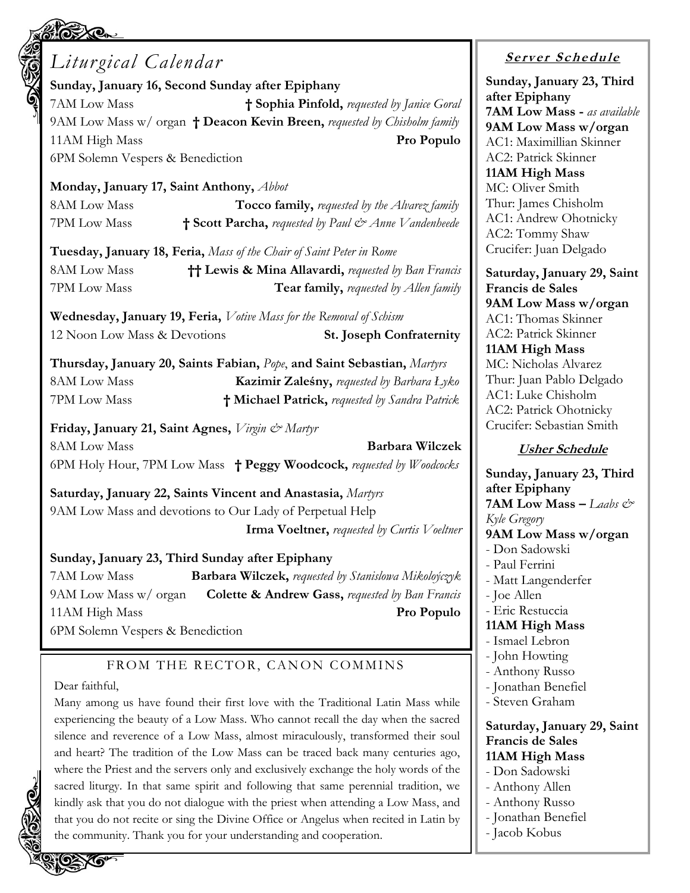## Liturgical Calendar

**Sunday, January 16, Second Sunday after Epiphany**

7AM Low Mass — **† Sophia Pinfold,** *requested by Janice Goral*
9AM Low Mass w/ organ — **† Deacon Kevin Breen,** *requested by Chisholm family*
11AM High Mass — **Pro Populo**
6PM Solemn Vespers & Benediction

**Monday, January 17, Saint Anthony,** *Abbot*

8AM Low Mass — **Tocco family,** *requested by the Alvarez family*
7PM Low Mass — **† Scott Parcha,** *requested by Paul & Anne Vandenheede*

**Tuesday, January 18, Feria,** *Mass of the Chair of Saint Peter in Rome*

8AM Low Mass — **†† Lewis & Mina Allavardi,** *requested by Ban Francis*
7PM Low Mass — **Tear family,** *requested by Allen family*

**Wednesday, January 19, Feria,** *Votive Mass for the Removal of Schism*

12 Noon Low Mass & Devotions — **St. Joseph Confraternity**

**Thursday, January 20, Saints Fabian,** *Pope*, **and Saint Sebastian,** *Martyrs*

8AM Low Mass — **Kazimir Zaleśny,** *requested by Barbara Łyko*
7PM Low Mass — **† Michael Patrick,** *requested by Sandra Patrick*

**Friday, January 21, Saint Agnes,** *Virgin & Martyr*

8AM Low Mass — **Barbara Wilczek**
6PM Holy Hour, 7PM Low Mass — **† Peggy Woodcock,** *requested by Woodcocks*

**Saturday, January 22, Saints Vincent and Anastasia,** *Martyrs*

9AM Low Mass and devotions to Our Lady of Perpetual Help — **Irma Voeltner,** *requested by Curtis Voeltner*

**Sunday, January 23, Third Sunday after Epiphany**

7AM Low Mass — **Barbara Wilczek,** *requested by Stanislowa Mikołoyczyk*
9AM Low Mass w/ organ — **Colette & Andrew Gass,** *requested by Ban Francis*
11AM High Mass — **Pro Populo**
6PM Solemn Vespers & Benediction

### FROM THE RECTOR, CANON COMMINS

Dear faithful,

Many among us have found their first love with the Traditional Latin Mass while experiencing the beauty of a Low Mass. Who cannot recall the day when the sacred silence and reverence of a Low Mass, almost miraculously, transformed their soul and heart? The tradition of the Low Mass can be traced back many centuries ago, where the Priest and the servers only and exclusively exchange the holy words of the sacred liturgy. In that same spirit and following that same perennial tradition, we kindly ask that you do not dialogue with the priest when attending a Low Mass, and that you do not recite or sing the Divine Office or Angelus when recited in Latin by the community. Thank you for your understanding and cooperation.

### Server Schedule

**Sunday, January 23, Third after Epiphany**

**7AM Low Mass -** *as available*

**9AM Low Mass w/organ**
AC1: Maximillian Skinner
AC2: Patrick Skinner

**11AM High Mass**
MC: Oliver Smith
Thur: James Chisholm
AC1: Andrew Ohotnicky
AC2: Tommy Shaw
Crucifer: Juan Delgado

**Saturday, January 29, Saint Francis de Sales**

**9AM Low Mass w/organ**
AC1: Thomas Skinner
AC2: Patrick Skinner

**11AM High Mass**
MC: Nicholas Alvarez
Thur: Juan Pablo Delgado
AC1: Luke Chisholm
AC2: Patrick Ohotnicky
Crucifer: Sebastian Smith

### Usher Schedule

**Sunday, January 23, Third after Epiphany**

**7AM Low Mass –** *Laabs & Kyle Gregory*

**9AM Low Mass w/organ**
- Don Sadowski
- Paul Ferrini
- Matt Langenderfer
- Joe Allen
- Eric Restuccia

**11AM High Mass**
- Ismael Lebron
- John Howting
- Anthony Russo
- Jonathan Benefiel
- Steven Graham

**Saturday, January 29, Saint Francis de Sales**

**11AM High Mass**
- Don Sadowski
- Anthony Allen
- Anthony Russo
- Jonathan Benefiel
- Jacob Kobus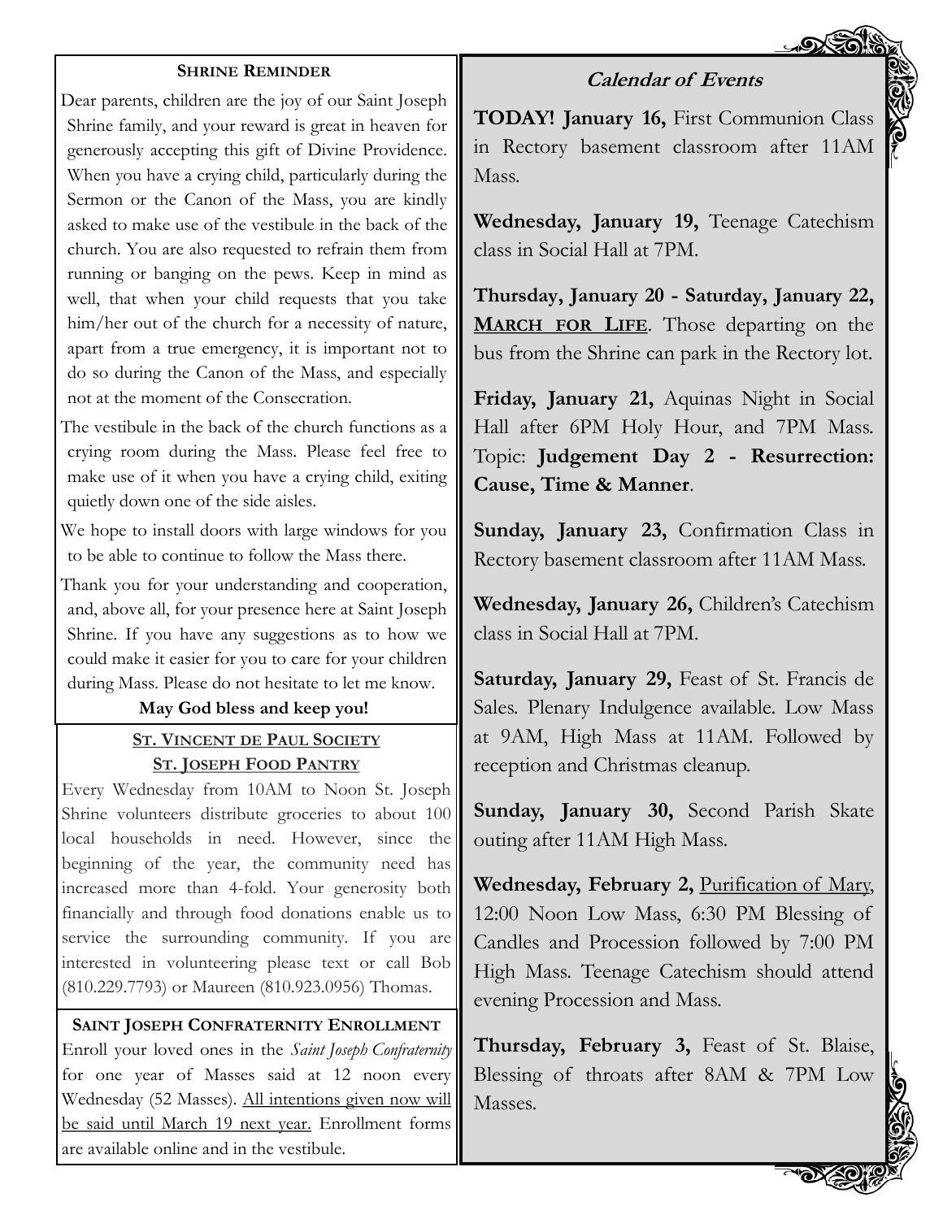## Shrine Reminder

Dear parents, children are the joy of our Saint Joseph Shrine family, and your reward is great in heaven for generously accepting this gift of Divine Providence. When you have a crying child, particularly during the Sermon or the Canon of the Mass, you are kindly asked to make use of the vestibule in the back of the church. You are also requested to refrain them from running or banging on the pews. Keep in mind as well, that when your child requests that you take him/her out of the church for a necessity of nature, apart from a true emergency, it is important not to do so during the Canon of the Mass, and especially not at the moment of the Consecration.

The vestibule in the back of the church functions as a crying room during the Mass. Please feel free to make use of it when you have a crying child, exiting quietly down one of the side aisles.

We hope to install doors with large windows for you to be able to continue to follow the Mass there.

Thank you for your understanding and cooperation, and, above all, for your presence here at Saint Joseph Shrine. If you have any suggestions as to how we could make it easier for you to care for your children during Mass. Please do not hesitate to let me know.

**May God bless and keep you!**

## St. Vincent de Paul Society
## St. Joseph Food Pantry

Every Wednesday from 10AM to Noon St. Joseph Shrine volunteers distribute groceries to about 100 local households in need. However, since the beginning of the year, the community need has increased more than 4-fold. Your generosity both financially and through food donations enable us to service the surrounding community. If you are interested in volunteering please text or call Bob (810.229.7793) or Maureen (810.923.0956) Thomas.

## Saint Joseph Confraternity Enrollment

Enroll your loved ones in the *Saint Joseph Confraternity* for one year of Masses said at 12 noon every Wednesday (52 Masses). All intentions given now will be said until March 19 next year. Enrollment forms are available online and in the vestibule.

## *Calendar of Events*

**TODAY! January 16,** First Communion Class in Rectory basement classroom after 11AM Mass.

**Wednesday, January 19,** Teenage Catechism class in Social Hall at 7PM.

**Thursday, January 20 - Saturday, January 22, MARCH FOR LIFE**. Those departing on the bus from the Shrine can park in the Rectory lot.

**Friday, January 21,** Aquinas Night in Social Hall after 6PM Holy Hour, and 7PM Mass. Topic: **Judgement Day 2 - Resurrection: Cause, Time & Manner**.

**Sunday, January 23,** Confirmation Class in Rectory basement classroom after 11AM Mass.

**Wednesday, January 26,** Children's Catechism class in Social Hall at 7PM.

**Saturday, January 29,** Feast of St. Francis de Sales. Plenary Indulgence available. Low Mass at 9AM, High Mass at 11AM. Followed by reception and Christmas cleanup.

**Sunday, January 30,** Second Parish Skate outing after 11AM High Mass.

**Wednesday, February 2,** Purification of Mary, 12:00 Noon Low Mass, 6:30 PM Blessing of Candles and Procession followed by 7:00 PM High Mass. Teenage Catechism should attend evening Procession and Mass.

**Thursday, February 3,** Feast of St. Blaise, Blessing of throats after 8AM & 7PM Low Masses.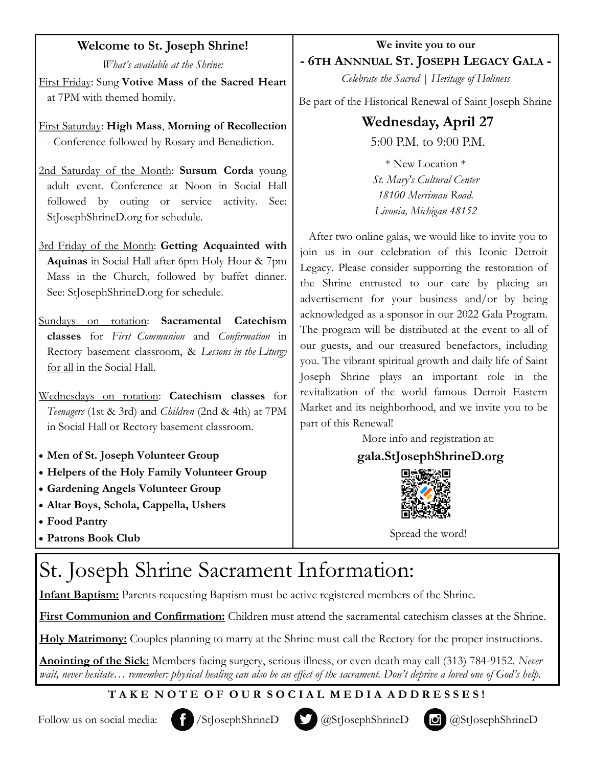## Welcome to St. Joseph Shrine!

*What's available at the Shrine:*

First Friday: Sung **Votive Mass of the Sacred Heart** at 7PM with themed homily.

First Saturday: **High Mass**, **Morning of Recollection** - Conference followed by Rosary and Benediction.

2nd Saturday of the Month: **Sursum Corda** young adult event. Conference at Noon in Social Hall followed by outing or service activity. See: StJosephShrineD.org for schedule.

3rd Friday of the Month: **Getting Acquainted with Aquinas** in Social Hall after 6pm Holy Hour & 7pm Mass in the Church, followed by buffet dinner. See: StJosephShrineD.org for schedule.

Sundays on rotation: **Sacramental Catechism classes** for *First Communion* and *Confirmation* in Rectory basement classroom, & *Lessons in the Liturgy* for all in the Social Hall.

Wednesdays on rotation: **Catechism classes** for *Teenagers* (1st & 3rd) and *Children* (2nd & 4th) at 7PM in Social Hall or Rectory basement classroom.

- **Men of St. Joseph Volunteer Group**
- **Helpers of the Holy Family Volunteer Group**
- **Gardening Angels Volunteer Group**
- **Altar Boys, Schola, Cappella, Ushers**
- **Food Pantry**
- **Patrons Book Club**

**We invite you to our**

## - 6TH ANNNUAL ST. JOSEPH LEGACY GALA -

*Celebrate the Sacred | Heritage of Holiness*

Be part of the Historical Renewal of Saint Joseph Shrine

### Wednesday, April 27

5:00 P.M. to 9:00 P.M.

\* New Location \*

*St. Mary's Cultural Center*
*18100 Merriman Road.*
*Livonia, Michigan 48152*

After two online galas, we would like to invite you to join us in our celebration of this Iconic Detroit Legacy. Please consider supporting the restoration of the Shrine entrusted to our care by placing an advertisement for your business and/or by being acknowledged as a sponsor in our 2022 Gala Program. The program will be distributed at the event to all of our guests, and our treasured benefactors, including you. The vibrant spiritual growth and daily life of Saint Joseph Shrine plays an important role in the revitalization of the world famous Detroit Eastern Market and its neighborhood, and we invite you to be part of this Renewal!

More info and registration at:

**gala.StJosephShrineD.org**

Spread the word!

# St. Joseph Shrine Sacrament Information:

**Infant Baptism:** Parents requesting Baptism must be active registered members of the Shrine.

**First Communion and Confirmation:** Children must attend the sacramental catechism classes at the Shrine.

**Holy Matrimony:** Couples planning to marry at the Shrine must call the Rectory for the proper instructions.

**Anointing of the Sick:** Members facing surgery, serious illness, or even death may call (313) 784-9152. *Never wait, never hesitate… remember: physical healing can also be an effect of the sacrament. Don't deprive a loved one of God's help.*

**TAKE NOTE OF OUR SOCIAL MEDIA ADDRESSES!**

Follow us on social media: /StJosephShrineD @StJosephShrineD @StJosephShrineD